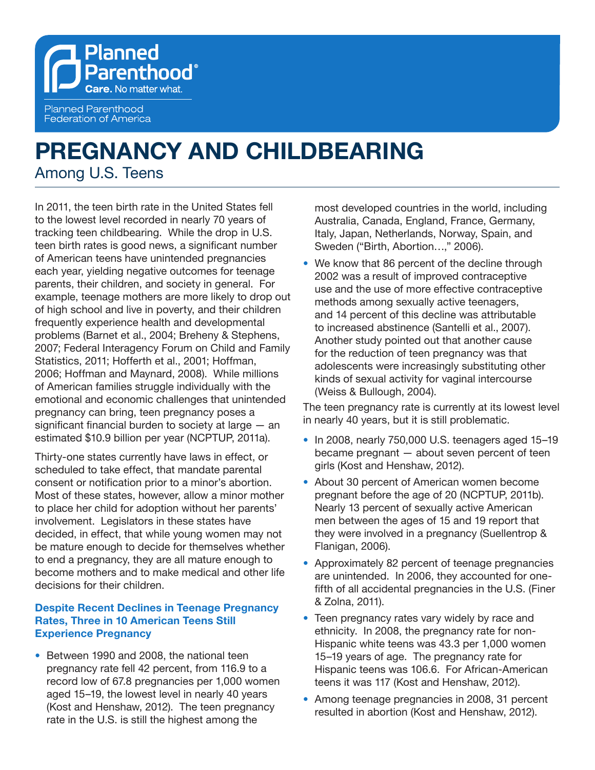Planned Parenthood
Care. No matter what.

Planned Parenthood Federation of America

# PREGNANCY AND CHILDBEARING

## Among U.S. Teens

In 2011, the teen birth rate in the United States fell to the lowest level recorded in nearly 70 years of tracking teen childbearing. While the drop in U.S. teen birth rates is good news, a significant number of American teens have unintended pregnancies each year, yielding negative outcomes for teenage parents, their children, and society in general. For example, teenage mothers are more likely to drop out of high school and live in poverty, and their children frequently experience health and developmental problems (Barnet et al., 2004; Breheny & Stephens, 2007; Federal Interagency Forum on Child and Family Statistics, 2011; Hofferth et al., 2001; Hoffman, 2006; Hoffman and Maynard, 2008). While millions of American families struggle individually with the emotional and economic challenges that unintended pregnancy can bring, teen pregnancy poses a significant financial burden to society at large — an estimated $10.9 billion per year (NCPTUP, 2011a).

Thirty-one states currently have laws in effect, or scheduled to take effect, that mandate parental consent or notification prior to a minor's abortion. Most of these states, however, allow a minor mother to place her child for adoption without her parents' involvement. Legislators in these states have decided, in effect, that while young women may not be mature enough to decide for themselves whether to end a pregnancy, they are all mature enough to become mothers and to make medical and other life decisions for their children.

### Despite Recent Declines in Teenage Pregnancy Rates, Three in 10 American Teens Still Experience Pregnancy

- Between 1990 and 2008, the national teen pregnancy rate fell 42 percent, from 116.9 to a record low of 67.8 pregnancies per 1,000 women aged 15–19, the lowest level in nearly 40 years (Kost and Henshaw, 2012). The teen pregnancy rate in the U.S. is still the highest among the most developed countries in the world, including Australia, Canada, England, France, Germany, Italy, Japan, Netherlands, Norway, Spain, and Sweden ("Birth, Abortion…," 2006).
- We know that 86 percent of the decline through 2002 was a result of improved contraceptive use and the use of more effective contraceptive methods among sexually active teenagers, and 14 percent of this decline was attributable to increased abstinence (Santelli et al., 2007). Another study pointed out that another cause for the reduction of teen pregnancy was that adolescents were increasingly substituting other kinds of sexual activity for vaginal intercourse (Weiss & Bullough, 2004).

The teen pregnancy rate is currently at its lowest level in nearly 40 years, but it is still problematic.

- In 2008, nearly 750,000 U.S. teenagers aged 15–19 became pregnant — about seven percent of teen girls (Kost and Henshaw, 2012).
- About 30 percent of American women become pregnant before the age of 20 (NCPTUP, 2011b). Nearly 13 percent of sexually active American men between the ages of 15 and 19 report that they were involved in a pregnancy (Suellentrop & Flanigan, 2006).
- Approximately 82 percent of teenage pregnancies are unintended. In 2006, they accounted for one-fifth of all accidental pregnancies in the U.S. (Finer & Zolna, 2011).
- Teen pregnancy rates vary widely by race and ethnicity. In 2008, the pregnancy rate for non-Hispanic white teens was 43.3 per 1,000 women 15–19 years of age. The pregnancy rate for Hispanic teens was 106.6. For African-American teens it was 117 (Kost and Henshaw, 2012).
- Among teenage pregnancies in 2008, 31 percent resulted in abortion (Kost and Henshaw, 2012).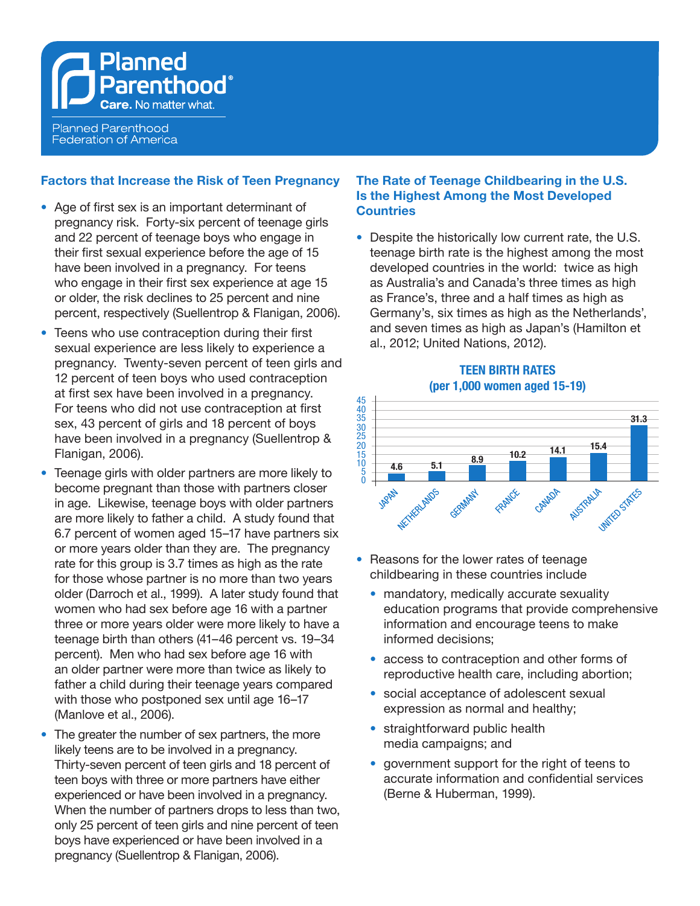Planned Parenthood®
Care. No matter what.

Planned Parenthood Federation of America

### Factors that Increase the Risk of Teen Pregnancy

- Age of first sex is an important determinant of pregnancy risk. Forty-six percent of teenage girls and 22 percent of teenage boys who engage in their first sexual experience before the age of 15 have been involved in a pregnancy. For teens who engage in their first sex experience at age 15 or older, the risk declines to 25 percent and nine percent, respectively (Suellentrop & Flanigan, 2006).
- Teens who use contraception during their first sexual experience are less likely to experience a pregnancy. Twenty-seven percent of teen girls and 12 percent of teen boys who used contraception at first sex have been involved in a pregnancy. For teens who did not use contraception at first sex, 43 percent of girls and 18 percent of boys have been involved in a pregnancy (Suellentrop & Flanigan, 2006).
- Teenage girls with older partners are more likely to become pregnant than those with partners closer in age. Likewise, teenage boys with older partners are more likely to father a child. A study found that 6.7 percent of women aged 15–17 have partners six or more years older than they are. The pregnancy rate for this group is 3.7 times as high as the rate for those whose partner is no more than two years older (Darroch et al., 1999). A later study found that women who had sex before age 16 with a partner three or more years older were more likely to have a teenage birth than others (41–46 percent vs. 19–34 percent). Men who had sex before age 16 with an older partner were more than twice as likely to father a child during their teenage years compared with those who postponed sex until age 16–17 (Manlove et al., 2006).
- The greater the number of sex partners, the more likely teens are to be involved in a pregnancy. Thirty-seven percent of teen girls and 18 percent of teen boys with three or more partners have either experienced or have been involved in a pregnancy. When the number of partners drops to less than two, only 25 percent of teen girls and nine percent of teen boys have experienced or have been involved in a pregnancy (Suellentrop & Flanigan, 2006).

### The Rate of Teenage Childbearing in the U.S. Is the Highest Among the Most Developed Countries

- Despite the historically low current rate, the U.S. teenage birth rate is the highest among the most developed countries in the world: twice as high as Australia's and Canada's three times as high as France's, three and a half times as high as Germany's, six times as high as the Netherlands', and seven times as high as Japan's (Hamilton et al., 2012; United Nations, 2012).

**TEEN BIRTH RATES (per 1,000 women aged 15-19)**

| Country | Rate |
|---|---|
| Japan | 4.6 |
| Netherlands | 5.1 |
| Germany | 8.9 |
| France | 10.2 |
| Canada | 14.1 |
| Australia | 15.4 |
| United States | 31.3 |

- Reasons for the lower rates of teenage childbearing in these countries include
  - mandatory, medically accurate sexuality education programs that provide comprehensive information and encourage teens to make informed decisions;
  - access to contraception and other forms of reproductive health care, including abortion;
  - social acceptance of adolescent sexual expression as normal and healthy;
  - straightforward public health media campaigns; and
  - government support for the right of teens to accurate information and confidential services (Berne & Huberman, 1999).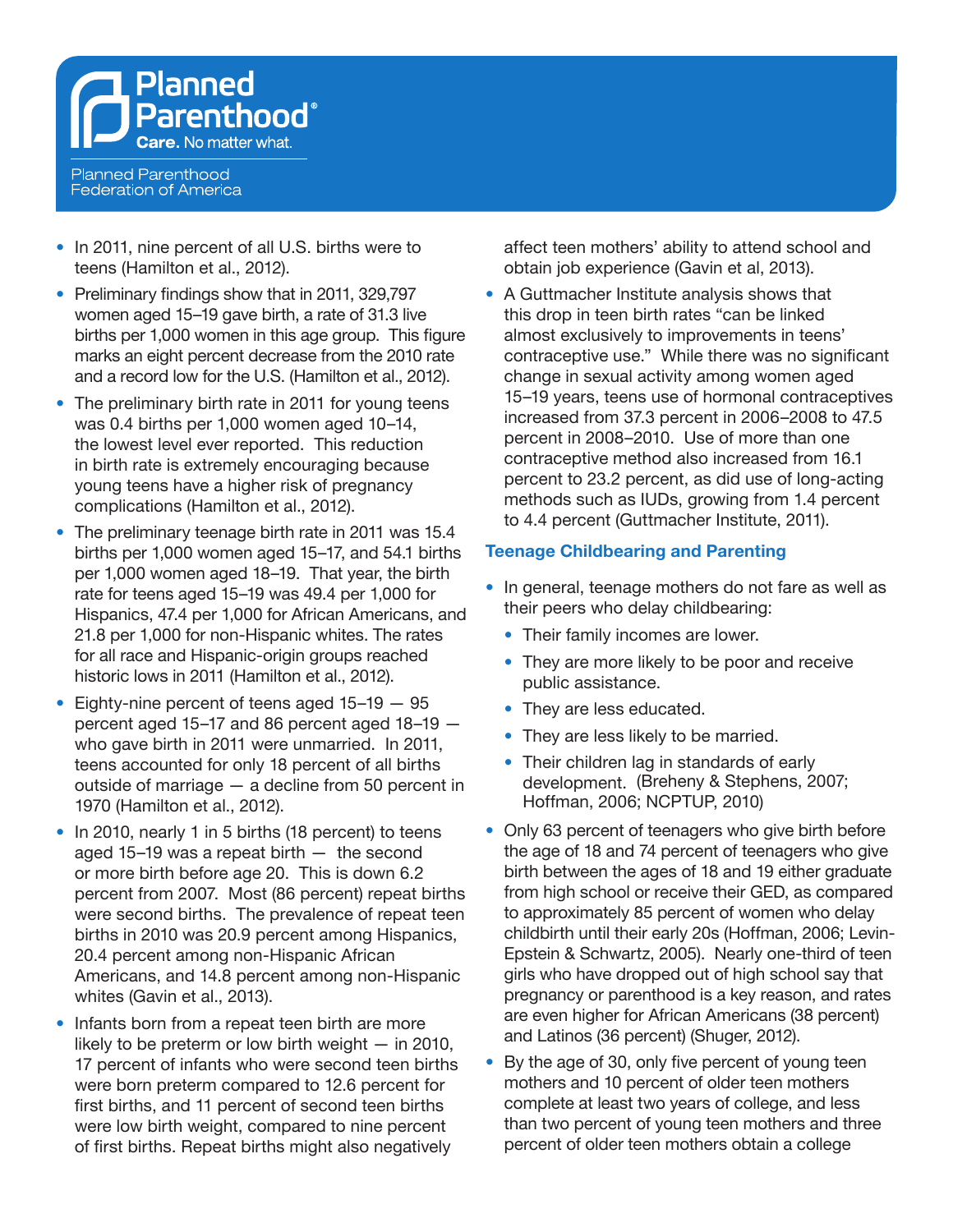- In 2011, nine percent of all U.S. births were to teens (Hamilton et al., 2012).
- Preliminary findings show that in 2011, 329,797 women aged 15–19 gave birth, a rate of 31.3 live births per 1,000 women in this age group. This figure marks an eight percent decrease from the 2010 rate and a record low for the U.S. (Hamilton et al., 2012).
- The preliminary birth rate in 2011 for young teens was 0.4 births per 1,000 women aged 10–14, the lowest level ever reported. This reduction in birth rate is extremely encouraging because young teens have a higher risk of pregnancy complications (Hamilton et al., 2012).
- The preliminary teenage birth rate in 2011 was 15.4 births per 1,000 women aged 15–17, and 54.1 births per 1,000 women aged 18–19. That year, the birth rate for teens aged 15–19 was 49.4 per 1,000 for Hispanics, 47.4 per 1,000 for African Americans, and 21.8 per 1,000 for non-Hispanic whites. The rates for all race and Hispanic-origin groups reached historic lows in 2011 (Hamilton et al., 2012).
- Eighty-nine percent of teens aged 15–19 — 95 percent aged 15–17 and 86 percent aged 18–19 — who gave birth in 2011 were unmarried. In 2011, teens accounted for only 18 percent of all births outside of marriage — a decline from 50 percent in 1970 (Hamilton et al., 2012).
- In 2010, nearly 1 in 5 births (18 percent) to teens aged 15–19 was a repeat birth — the second or more birth before age 20. This is down 6.2 percent from 2007. Most (86 percent) repeat births were second births. The prevalence of repeat teen births in 2010 was 20.9 percent among Hispanics, 20.4 percent among non-Hispanic African Americans, and 14.8 percent among non-Hispanic whites (Gavin et al., 2013).
- Infants born from a repeat teen birth are more likely to be preterm or low birth weight — in 2010, 17 percent of infants who were second teen births were born preterm compared to 12.6 percent for first births, and 11 percent of second teen births were low birth weight, compared to nine percent of first births. Repeat births might also negatively affect teen mothers' ability to attend school and obtain job experience (Gavin et al, 2013).
- A Guttmacher Institute analysis shows that this drop in teen birth rates "can be linked almost exclusively to improvements in teens' contraceptive use." While there was no significant change in sexual activity among women aged 15–19 years, teens use of hormonal contraceptives increased from 37.3 percent in 2006–2008 to 47.5 percent in 2008–2010. Use of more than one contraceptive method also increased from 16.1 percent to 23.2 percent, as did use of long-acting methods such as IUDs, growing from 1.4 percent to 4.4 percent (Guttmacher Institute, 2011).

## Teenage Childbearing and Parenting

- In general, teenage mothers do not fare as well as their peers who delay childbearing:
  - Their family incomes are lower.
  - They are more likely to be poor and receive public assistance.
  - They are less educated.
  - They are less likely to be married.
  - Their children lag in standards of early development. (Breheny & Stephens, 2007; Hoffman, 2006; NCPTUP, 2010)
- Only 63 percent of teenagers who give birth before the age of 18 and 74 percent of teenagers who give birth between the ages of 18 and 19 either graduate from high school or receive their GED, as compared to approximately 85 percent of women who delay childbirth until their early 20s (Hoffman, 2006; Levin-Epstein & Schwartz, 2005). Nearly one-third of teen girls who have dropped out of high school say that pregnancy or parenthood is a key reason, and rates are even higher for African Americans (38 percent) and Latinos (36 percent) (Shuger, 2012).
- By the age of 30, only five percent of young teen mothers and 10 percent of older teen mothers complete at least two years of college, and less than two percent of young teen mothers and three percent of older teen mothers obtain a college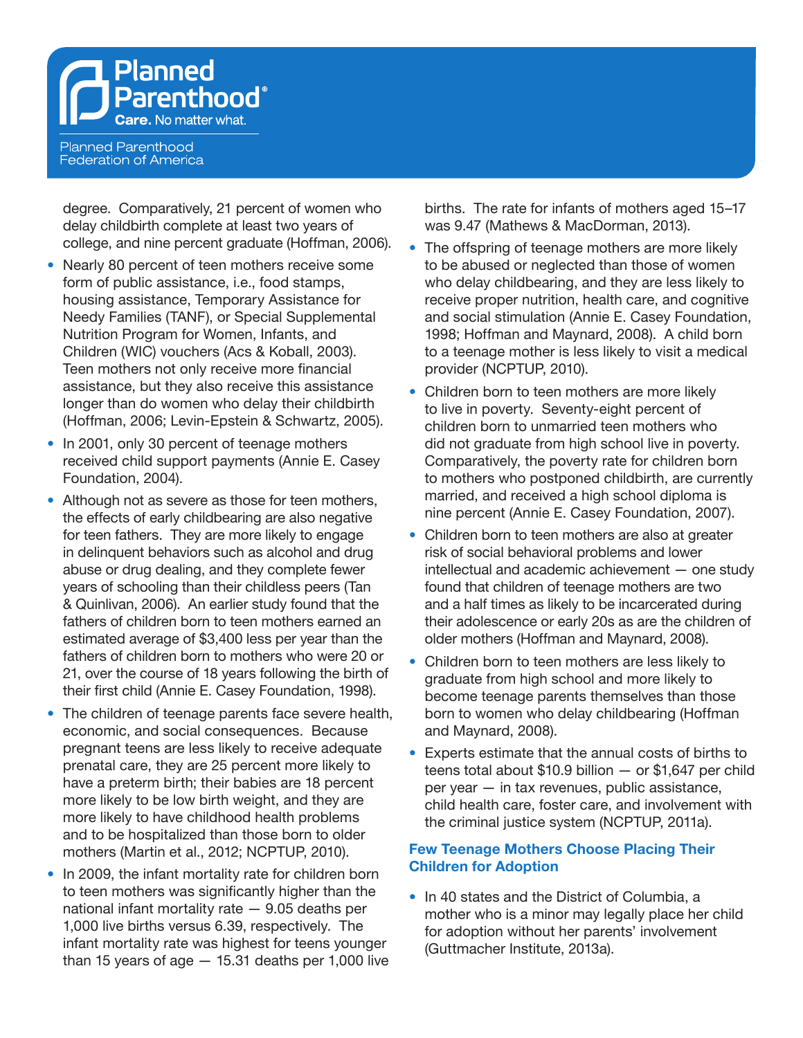degree. Comparatively, 21 percent of women who delay childbirth complete at least two years of college, and nine percent graduate (Hoffman, 2006).

- Nearly 80 percent of teen mothers receive some form of public assistance, i.e., food stamps, housing assistance, Temporary Assistance for Needy Families (TANF), or Special Supplemental Nutrition Program for Women, Infants, and Children (WIC) vouchers (Acs & Koball, 2003). Teen mothers not only receive more financial assistance, but they also receive this assistance longer than do women who delay their childbirth (Hoffman, 2006; Levin-Epstein & Schwartz, 2005).
- In 2001, only 30 percent of teenage mothers received child support payments (Annie E. Casey Foundation, 2004).
- Although not as severe as those for teen mothers, the effects of early childbearing are also negative for teen fathers. They are more likely to engage in delinquent behaviors such as alcohol and drug abuse or drug dealing, and they complete fewer years of schooling than their childless peers (Tan & Quinlivan, 2006). An earlier study found that the fathers of children born to teen mothers earned an estimated average of $3,400 less per year than the fathers of children born to mothers who were 20 or 21, over the course of 18 years following the birth of their first child (Annie E. Casey Foundation, 1998).
- The children of teenage parents face severe health, economic, and social consequences. Because pregnant teens are less likely to receive adequate prenatal care, they are 25 percent more likely to have a preterm birth; their babies are 18 percent more likely to be low birth weight, and they are more likely to have childhood health problems and to be hospitalized than those born to older mothers (Martin et al., 2012; NCPTUP, 2010).
- In 2009, the infant mortality rate for children born to teen mothers was significantly higher than the national infant mortality rate — 9.05 deaths per 1,000 live births versus 6.39, respectively. The infant mortality rate was highest for teens younger than 15 years of age — 15.31 deaths per 1,000 live births. The rate for infants of mothers aged 15–17 was 9.47 (Mathews & MacDorman, 2013).
- The offspring of teenage mothers are more likely to be abused or neglected than those of women who delay childbearing, and they are less likely to receive proper nutrition, health care, and cognitive and social stimulation (Annie E. Casey Foundation, 1998; Hoffman and Maynard, 2008). A child born to a teenage mother is less likely to visit a medical provider (NCPTUP, 2010).
- Children born to teen mothers are more likely to live in poverty. Seventy-eight percent of children born to unmarried teen mothers who did not graduate from high school live in poverty. Comparatively, the poverty rate for children born to mothers who postponed childbirth, are currently married, and received a high school diploma is nine percent (Annie E. Casey Foundation, 2007).
- Children born to teen mothers are also at greater risk of social behavioral problems and lower intellectual and academic achievement — one study found that children of teenage mothers are two and a half times as likely to be incarcerated during their adolescence or early 20s as are the children of older mothers (Hoffman and Maynard, 2008).
- Children born to teen mothers are less likely to graduate from high school and more likely to become teenage parents themselves than those born to women who delay childbearing (Hoffman and Maynard, 2008).
- Experts estimate that the annual costs of births to teens total about $10.9 billion — or $1,647 per child per year — in tax revenues, public assistance, child health care, foster care, and involvement with the criminal justice system (NCPTUP, 2011a).

### Few Teenage Mothers Choose Placing Their Children for Adoption

- In 40 states and the District of Columbia, a mother who is a minor may legally place her child for adoption without her parents' involvement (Guttmacher Institute, 2013a).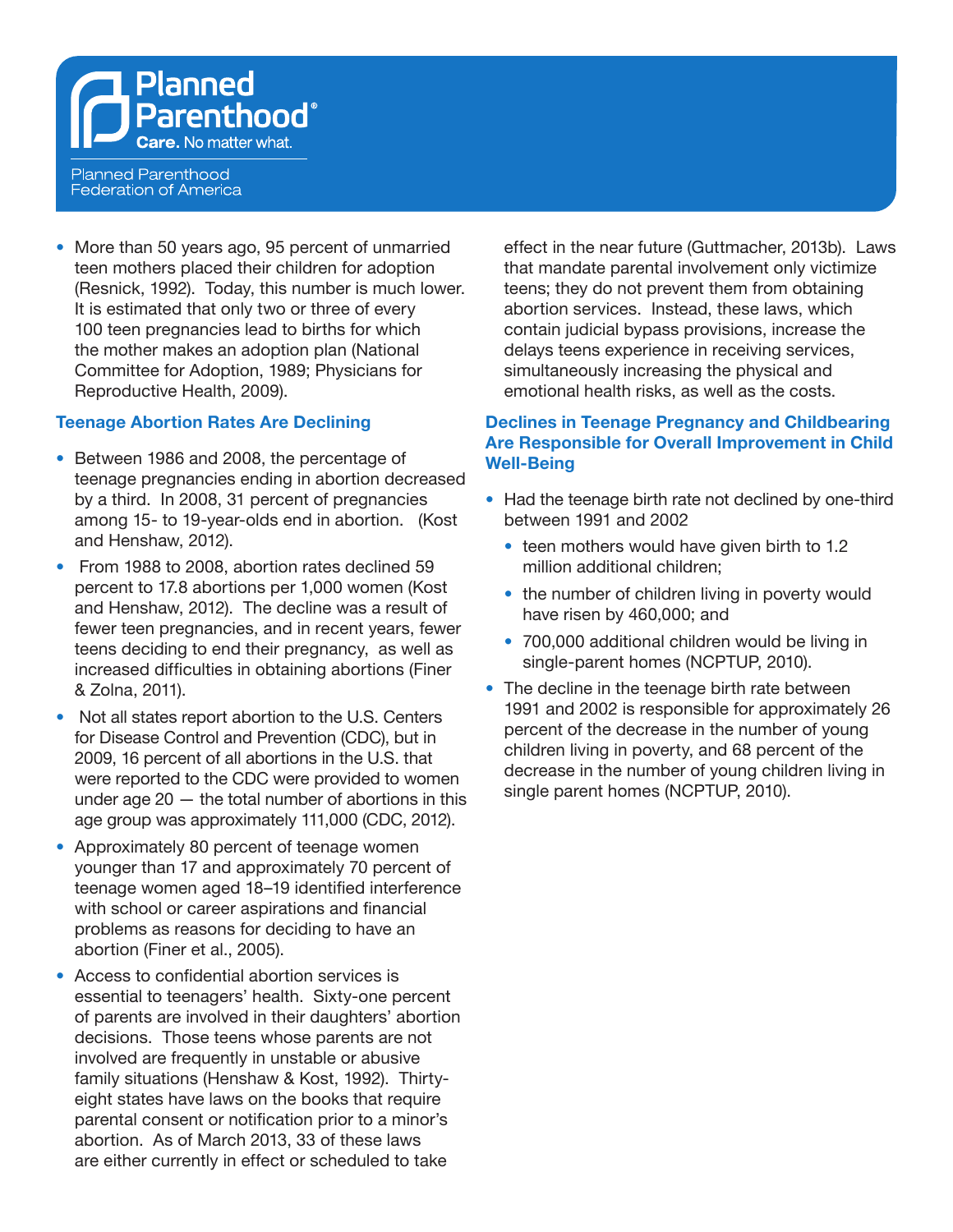- More than 50 years ago, 95 percent of unmarried teen mothers placed their children for adoption (Resnick, 1992). Today, this number is much lower. It is estimated that only two or three of every 100 teen pregnancies lead to births for which the mother makes an adoption plan (National Committee for Adoption, 1989; Physicians for Reproductive Health, 2009).

### Teenage Abortion Rates Are Declining

- Between 1986 and 2008, the percentage of teenage pregnancies ending in abortion decreased by a third. In 2008, 31 percent of pregnancies among 15- to 19-year-olds end in abortion. (Kost and Henshaw, 2012).
- From 1988 to 2008, abortion rates declined 59 percent to 17.8 abortions per 1,000 women (Kost and Henshaw, 2012). The decline was a result of fewer teen pregnancies, and in recent years, fewer teens deciding to end their pregnancy, as well as increased difficulties in obtaining abortions (Finer & Zolna, 2011).
- Not all states report abortion to the U.S. Centers for Disease Control and Prevention (CDC), but in 2009, 16 percent of all abortions in the U.S. that were reported to the CDC were provided to women under age 20 — the total number of abortions in this age group was approximately 111,000 (CDC, 2012).
- Approximately 80 percent of teenage women younger than 17 and approximately 70 percent of teenage women aged 18–19 identified interference with school or career aspirations and financial problems as reasons for deciding to have an abortion (Finer et al., 2005).
- Access to confidential abortion services is essential to teenagers' health. Sixty-one percent of parents are involved in their daughters' abortion decisions. Those teens whose parents are not involved are frequently in unstable or abusive family situations (Henshaw & Kost, 1992). Thirty-eight states have laws on the books that require parental consent or notification prior to a minor's abortion. As of March 2013, 33 of these laws are either currently in effect or scheduled to take effect in the near future (Guttmacher, 2013b). Laws that mandate parental involvement only victimize teens; they do not prevent them from obtaining abortion services. Instead, these laws, which contain judicial bypass provisions, increase the delays teens experience in receiving services, simultaneously increasing the physical and emotional health risks, as well as the costs.

### Declines in Teenage Pregnancy and Childbearing Are Responsible for Overall Improvement in Child Well-Being

- Had the teenage birth rate not declined by one-third between 1991 and 2002
  - teen mothers would have given birth to 1.2 million additional children;
  - the number of children living in poverty would have risen by 460,000; and
  - 700,000 additional children would be living in single-parent homes (NCPTUP, 2010).
- The decline in the teenage birth rate between 1991 and 2002 is responsible for approximately 26 percent of the decrease in the number of young children living in poverty, and 68 percent of the decrease in the number of young children living in single parent homes (NCPTUP, 2010).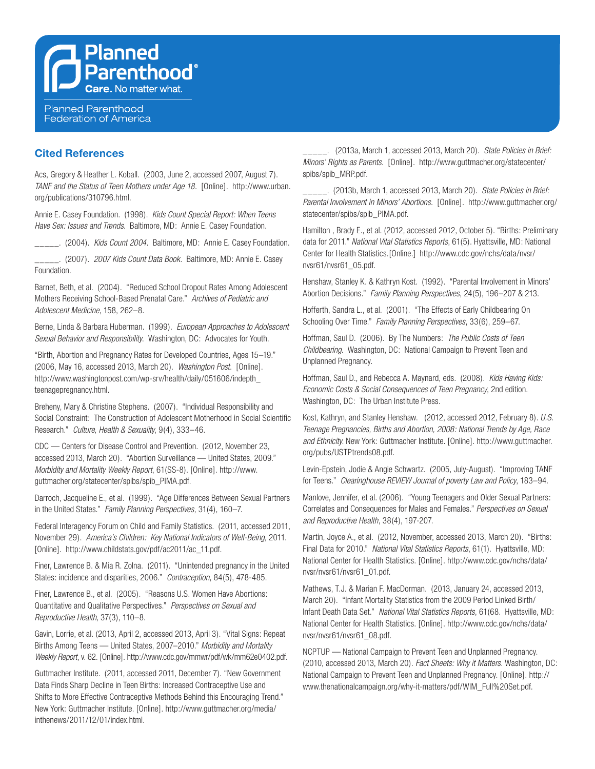Planned Parenthood
Care. No matter what.

Planned Parenthood Federation of America

## Cited References

Acs, Gregory & Heather L. Koball. (2003, June 2, accessed 2007, August 7). *TANF and the Status of Teen Mothers under Age 18*. [Online]. http://www.urban.org/publications/310796.html.

Annie E. Casey Foundation. (1998). *Kids Count Special Report: When Teens Have Sex: Issues and Trends*. Baltimore, MD: Annie E. Casey Foundation.

_____. (2004). *Kids Count 2004*. Baltimore, MD: Annie E. Casey Foundation.

_____. (2007). *2007 Kids Count Data Book*. Baltimore, MD: Annie E. Casey Foundation.

Barnet, Beth, et al. (2004). "Reduced School Dropout Rates Among Adolescent Mothers Receiving School-Based Prenatal Care." *Archives of Pediatric and Adolescent Medicine*, 158, 262–8.

Berne, Linda & Barbara Huberman. (1999). *European Approaches to Adolescent Sexual Behavior and Responsibility*. Washington, DC: Advocates for Youth.

"Birth, Abortion and Pregnancy Rates for Developed Countries, Ages 15–19." (2006, May 16, accessed 2013, March 20). *Washington Post*. [Online]. http://www.washingtonpost.com/wp-srv/health/daily/051606/indepth_teenagepregnancy.html.

Breheny, Mary & Christine Stephens. (2007). "Individual Responsibility and Social Constraint: The Construction of Adolescent Motherhood in Social Scientific Research." *Culture, Health & Sexuality*, 9(4), 333–46.

CDC — Centers for Disease Control and Prevention. (2012, November 23, accessed 2013, March 20). "Abortion Surveillance — United States, 2009." *Morbidity and Mortality Weekly Report*, 61(SS-8). [Online]. http://www.guttmacher.org/statecenter/spibs/spib_PIMA.pdf.

Darroch, Jacqueline E., et al. (1999). "Age Differences Between Sexual Partners in the United States." *Family Planning Perspectives*, 31(4), 160–7.

Federal Interagency Forum on Child and Family Statistics. (2011, accessed 2011, November 29). *America's Children: Key National Indicators of Well-Being*, 2011. [Online]. http://www.childstats.gov/pdf/ac2011/ac_11.pdf.

Finer, Lawrence B. & Mia R. Zolna. (2011). "Unintended pregnancy in the United States: incidence and disparities, 2006." *Contraception*, 84(5), 478-485.

Finer, Lawrence B., et al. (2005). "Reasons U.S. Women Have Abortions: Quantitative and Qualitative Perspectives." *Perspectives on Sexual and Reproductive Health*, 37(3), 110–8.

Gavin, Lorrie, et al. (2013, April 2, accessed 2013, April 3). "Vital Signs: Repeat Births Among Teens — United States, 2007–2010." *Morbidity and Mortality Weekly Report*, v. 62. [Online]. http://www.cdc.gov/mmwr/pdf/wk/mm62e0402.pdf.

Guttmacher Institute. (2011, accessed 2011, December 7). "New Government Data Finds Sharp Decline in Teen Births: Increased Contraceptive Use and Shifts to More Effective Contraceptive Methods Behind this Encouraging Trend." New York: Guttmacher Institute. [Online]. http://www.guttmacher.org/media/inthenews/2011/12/01/index.html.

_____. (2013a, March 1, accessed 2013, March 20). *State Policies in Brief: Minors' Rights as Parents*. [Online]. http://www.guttmacher.org/statecenter/spibs/spib_MRP.pdf.

_____. (2013b, March 1, accessed 2013, March 20). *State Policies in Brief: Parental Involvement in Minors' Abortions*. [Online]. http://www.guttmacher.org/statecenter/spibs/spib_PIMA.pdf.

Hamilton , Brady E., et al. (2012, accessed 2012, October 5). "Births: Preliminary data for 2011." *National Vital Statistics Reports*, 61(5). Hyattsville, MD: National Center for Health Statistics.[Online.] http://www.cdc.gov/nchs/data/nvsr/nvsr61/nvsr61_05.pdf.

Henshaw, Stanley K. & Kathryn Kost. (1992). "Parental Involvement in Minors' Abortion Decisions." *Family Planning Perspectives*, 24(5), 196–207 & 213.

Hofferth, Sandra L., et al. (2001). "The Effects of Early Childbearing On Schooling Over Time." *Family Planning Perspectives*, 33(6), 259–67.

Hoffman, Saul D. (2006). By The Numbers: *The Public Costs of Teen Childbearing*. Washington, DC: National Campaign to Prevent Teen and Unplanned Pregnancy.

Hoffman, Saul D., and Rebecca A. Maynard, eds. (2008). *Kids Having Kids: Economic Costs & Social Consequences of Teen Pregnancy*, 2nd edition. Washington, DC: The Urban Institute Press.

Kost, Kathryn, and Stanley Henshaw. (2012, accessed 2012, February 8). *U.S. Teenage Pregnancies, Births and Abortion, 2008: National Trends by Age, Race and Ethnicity*. New York: Guttmacher Institute. [Online]. http://www.guttmacher.org/pubs/USTPtrends08.pdf.

Levin-Epstein, Jodie & Angie Schwartz. (2005, July-August). "Improving TANF for Teens." *Clearinghouse REVIEW Journal of poverty Law and Policy*, 183–94.

Manlove, Jennifer, et al. (2006). "Young Teenagers and Older Sexual Partners: Correlates and Consequences for Males and Females." *Perspectives on Sexual and Reproductive Health*, 38(4), 197-207.

Martin, Joyce A., et al. (2012, November, accessed 2013, March 20). "Births: Final Data for 2010." *National Vital Statistics Reports*, 61(1). Hyattsville, MD: National Center for Health Statistics. [Online]. http://www.cdc.gov/nchs/data/nvsr/nvsr61/nvsr61_01.pdf.

Mathews, T.J. & Marian F. MacDorman. (2013, January 24, accessed 2013, March 20). "Infant Mortality Statistics from the 2009 Period Linked Birth/Infant Death Data Set." *National Vital Statistics Reports*, 61(68. Hyattsville, MD: National Center for Health Statistics. [Online]. http://www.cdc.gov/nchs/data/nvsr/nvsr61/nvsr61_08.pdf.

NCPTUP — National Campaign to Prevent Teen and Unplanned Pregnancy. (2010, accessed 2013, March 20). *Fact Sheets: Why it Matters*. Washington, DC: National Campaign to Prevent Teen and Unplanned Pregnancy. [Online]. http://www.thenationalcampaign.org/why-it-matters/pdf/WIM_Full%20Set.pdf.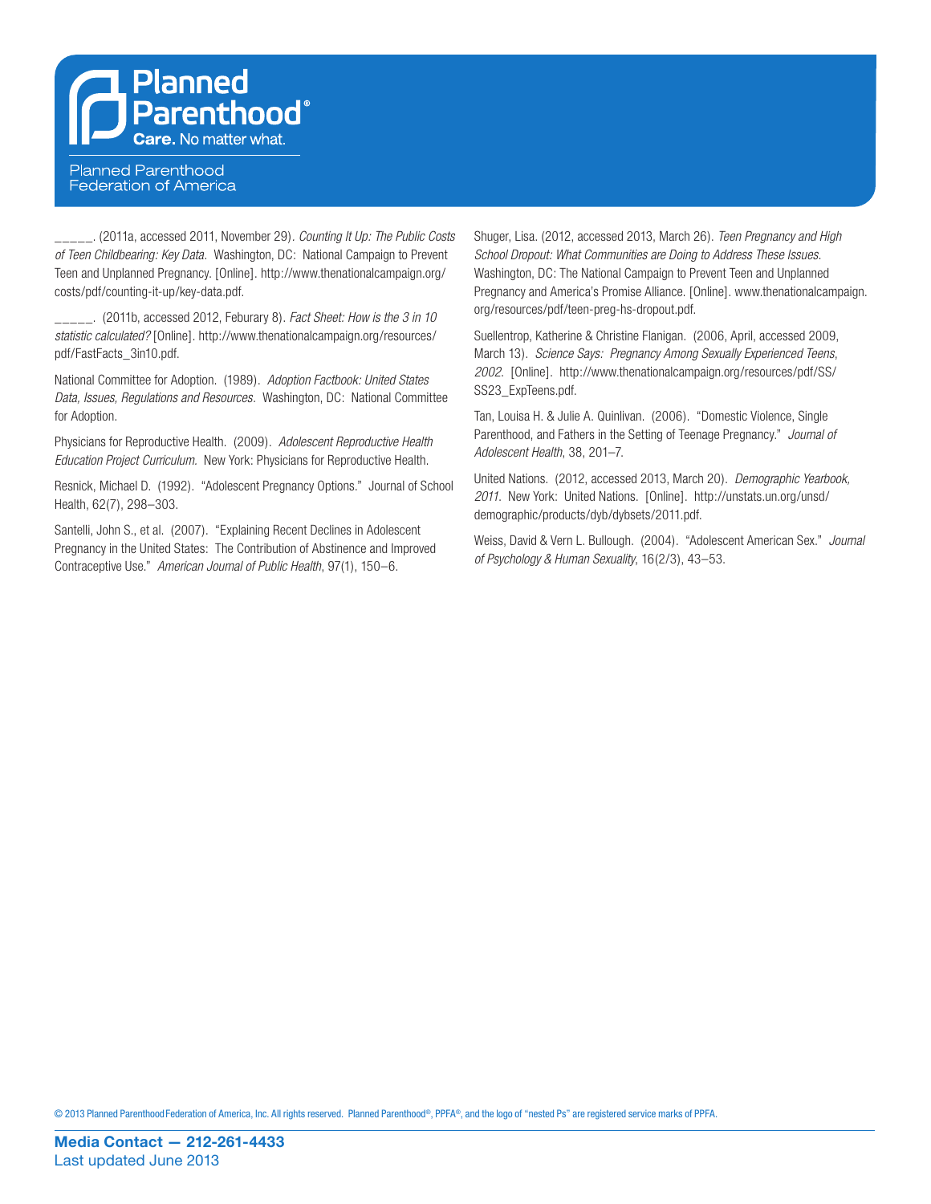Planned Parenthood®
Care. No matter what.

Planned Parenthood Federation of America

_____. (2011a, accessed 2011, November 29). *Counting It Up: The Public Costs of Teen Childbearing: Key Data.* Washington, DC: National Campaign to Prevent Teen and Unplanned Pregnancy. [Online]. http://www.thenationalcampaign.org/costs/pdf/counting-it-up/key-data.pdf.

_____. (2011b, accessed 2012, Feburary 8). *Fact Sheet: How is the 3 in 10 statistic calculated?* [Online]. http://www.thenationalcampaign.org/resources/pdf/FastFacts_3in10.pdf.

National Committee for Adoption. (1989). *Adoption Factbook: United States Data, Issues, Regulations and Resources*. Washington, DC: National Committee for Adoption.

Physicians for Reproductive Health. (2009). *Adolescent Reproductive Health Education Project Curriculum.* New York: Physicians for Reproductive Health.

Resnick, Michael D. (1992). "Adolescent Pregnancy Options." Journal of School Health, 62(7), 298–303.

Santelli, John S., et al. (2007). "Explaining Recent Declines in Adolescent Pregnancy in the United States: The Contribution of Abstinence and Improved Contraceptive Use." *American Journal of Public Health*, 97(1), 150–6.

Shuger, Lisa. (2012, accessed 2013, March 26). *Teen Pregnancy and High School Dropout: What Communities are Doing to Address These Issues.* Washington, DC: The National Campaign to Prevent Teen and Unplanned Pregnancy and America's Promise Alliance. [Online]. www.thenationalcampaign.org/resources/pdf/teen-preg-hs-dropout.pdf.

Suellentrop, Katherine & Christine Flanigan. (2006, April, accessed 2009, March 13). *Science Says: Pregnancy Among Sexually Experienced Teens, 2002.* [Online]. http://www.thenationalcampaign.org/resources/pdf/SS/SS23_ExpTeens.pdf.

Tan, Louisa H. & Julie A. Quinlivan. (2006). "Domestic Violence, Single Parenthood, and Fathers in the Setting of Teenage Pregnancy." *Journal of Adolescent Health*, 38, 201–7.

United Nations. (2012, accessed 2013, March 20). *Demographic Yearbook, 2011.* New York: United Nations. [Online]. http://unstats.un.org/unsd/demographic/products/dyb/dybsets/2011.pdf.

Weiss, David & Vern L. Bullough. (2004). "Adolescent American Sex." *Journal of Psychology & Human Sexuality*, 16(2/3), 43–53.

© 2013 Planned Parenthood Federation of America, Inc. All rights reserved. Planned Parenthood®, PPFA®, and the logo of "nested Ps" are registered service marks of PPFA.

**Media Contact — 212-261-4433**
Last updated June 2013